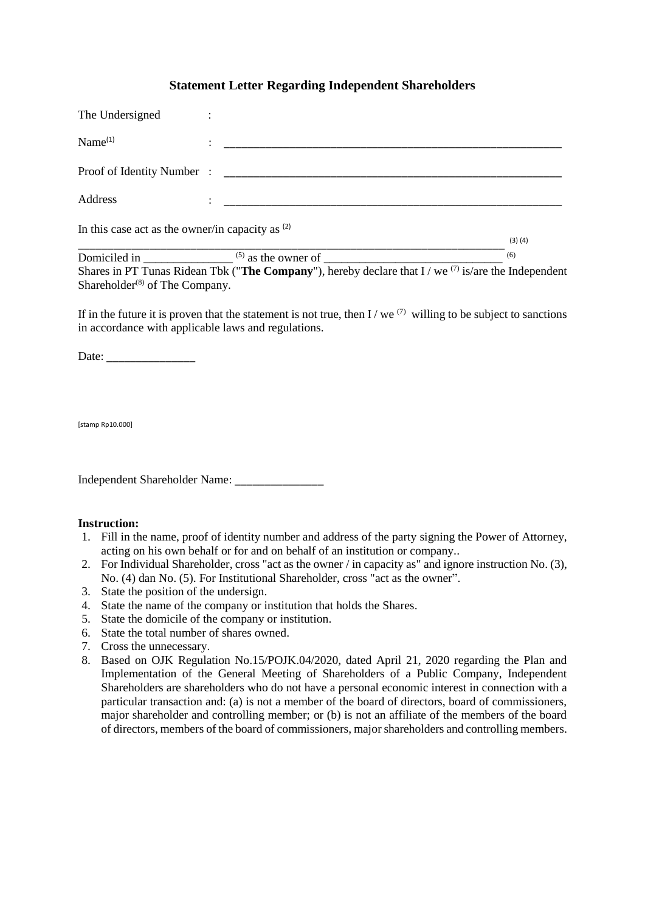## Statement Letter Regarding Independent Shareholders

The Undersigned :

Name[1] : ___________________________________________________________

Proof of Identity Number : ___________________________________________________________

Address : ___________________________________________________________

In this case act as the owner/in capacity as [2]

_________________________________________________________________________ [3] [4]

Domiciled in _______________ [5] as the owner of ______________________________ [6] Shares in PT Tunas Ridean Tbk ("**The Company**"), hereby declare that I / we [7] is/are the Independent Shareholder[8] of The Company.

If in the future it is proven that the statement is not true, then I / we [7] willing to be subject to sanctions in accordance with applicable laws and regulations.

Date: _______________

[stamp Rp10.000]

Independent Shareholder Name: _______________

**Instruction:**

1. Fill in the name, proof of identity number and address of the party signing the Power of Attorney, acting on his own behalf or for and on behalf of an institution or company..
2. For Individual Shareholder, cross "act as the owner / in capacity as" and ignore instruction No. (3), No. (4) dan No. (5). For Institutional Shareholder, cross "act as the owner".
3. State the position of the undersign.
4. State the name of the company or institution that holds the Shares.
5. State the domicile of the company or institution.
6. State the total number of shares owned.
7. Cross the unnecessary.
8. Based on OJK Regulation No.15/POJK.04/2020, dated April 21, 2020 regarding the Plan and Implementation of the General Meeting of Shareholders of a Public Company, Independent Shareholders are shareholders who do not have a personal economic interest in connection with a particular transaction and: (a) is not a member of the board of directors, board of commissioners, major shareholder and controlling member; or (b) is not an affiliate of the members of the board of directors, members of the board of commissioners, major shareholders and controlling members.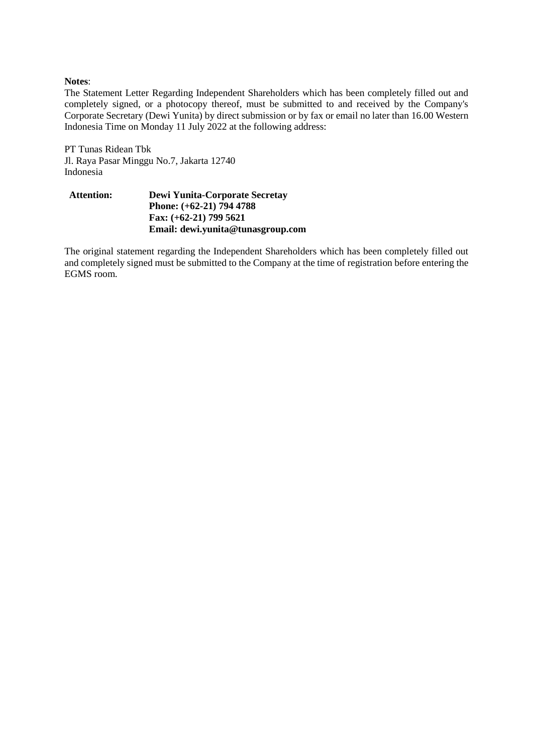**Notes**:
The Statement Letter Regarding Independent Shareholders which has been completely filled out and completely signed, or a photocopy thereof, must be submitted to and received by the Company's Corporate Secretary (Dewi Yunita) by direct submission or by fax or email no later than 16.00 Western Indonesia Time on Monday 11 July 2022 at the following address:

PT Tunas Ridean Tbk
Jl. Raya Pasar Minggu No.7, Jakarta 12740
Indonesia

| | |
|---|---|
| **Attention:** | **Dewi Yunita-Corporate Secretay** |
| | **Phone: (+62-21) 794 4788** |
| | **Fax: (+62-21) 799 5621** |
| | **Email: dewi.yunita@tunasgroup.com** |

The original statement regarding the Independent Shareholders which has been completely filled out and completely signed must be submitted to the Company at the time of registration before entering the EGMS room.